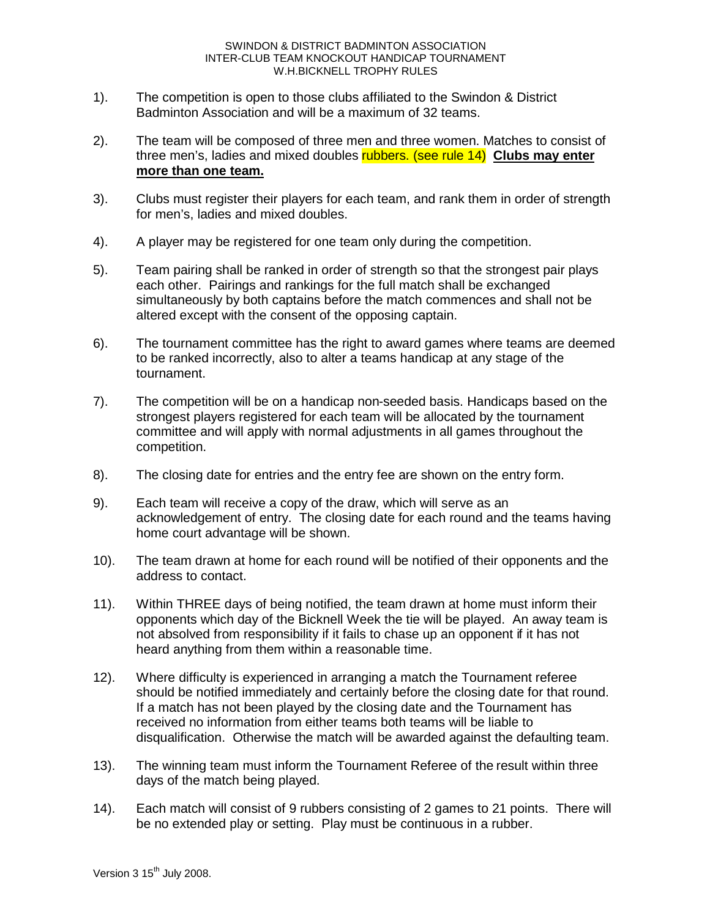SWINDON & DISTRICT BADMINTON ASSOCIATION
INTER-CLUB TEAM KNOCKOUT HANDICAP TOURNAMENT
W.H.BICKNELL TROPHY RULES

1). The competition is open to those clubs affiliated to the Swindon & District Badminton Association and will be a maximum of 32 teams.

2). The team will be composed of three men and three women. Matches to consist of three men's, ladies and mixed doubles rubbers. (see rule 14) **Clubs may enter more than one team.**

3). Clubs must register their players for each team, and rank them in order of strength for men's, ladies and mixed doubles.

4). A player may be registered for one team only during the competition.

5). Team pairing shall be ranked in order of strength so that the strongest pair plays each other. Pairings and rankings for the full match shall be exchanged simultaneously by both captains before the match commences and shall not be altered except with the consent of the opposing captain.

6). The tournament committee has the right to award games where teams are deemed to be ranked incorrectly, also to alter a teams handicap at any stage of the tournament.

7). The competition will be on a handicap non-seeded basis. Handicaps based on the strongest players registered for each team will be allocated by the tournament committee and will apply with normal adjustments in all games throughout the competition.

8). The closing date for entries and the entry fee are shown on the entry form.

9). Each team will receive a copy of the draw, which will serve as an acknowledgement of entry. The closing date for each round and the teams having home court advantage will be shown.

10). The team drawn at home for each round will be notified of their opponents and the address to contact.

11). Within THREE days of being notified, the team drawn at home must inform their opponents which day of the Bicknell Week the tie will be played. An away team is not absolved from responsibility if it fails to chase up an opponent if it has not heard anything from them within a reasonable time.

12). Where difficulty is experienced in arranging a match the Tournament referee should be notified immediately and certainly before the closing date for that round. If a match has not been played by the closing date and the Tournament has received no information from either teams both teams will be liable to disqualification. Otherwise the match will be awarded against the defaulting team.

13). The winning team must inform the Tournament Referee of the result within three days of the match being played.

14). Each match will consist of 9 rubbers consisting of 2 games to 21 points. There will be no extended play or setting. Play must be continuous in a rubber.

Version 3 15th July 2008.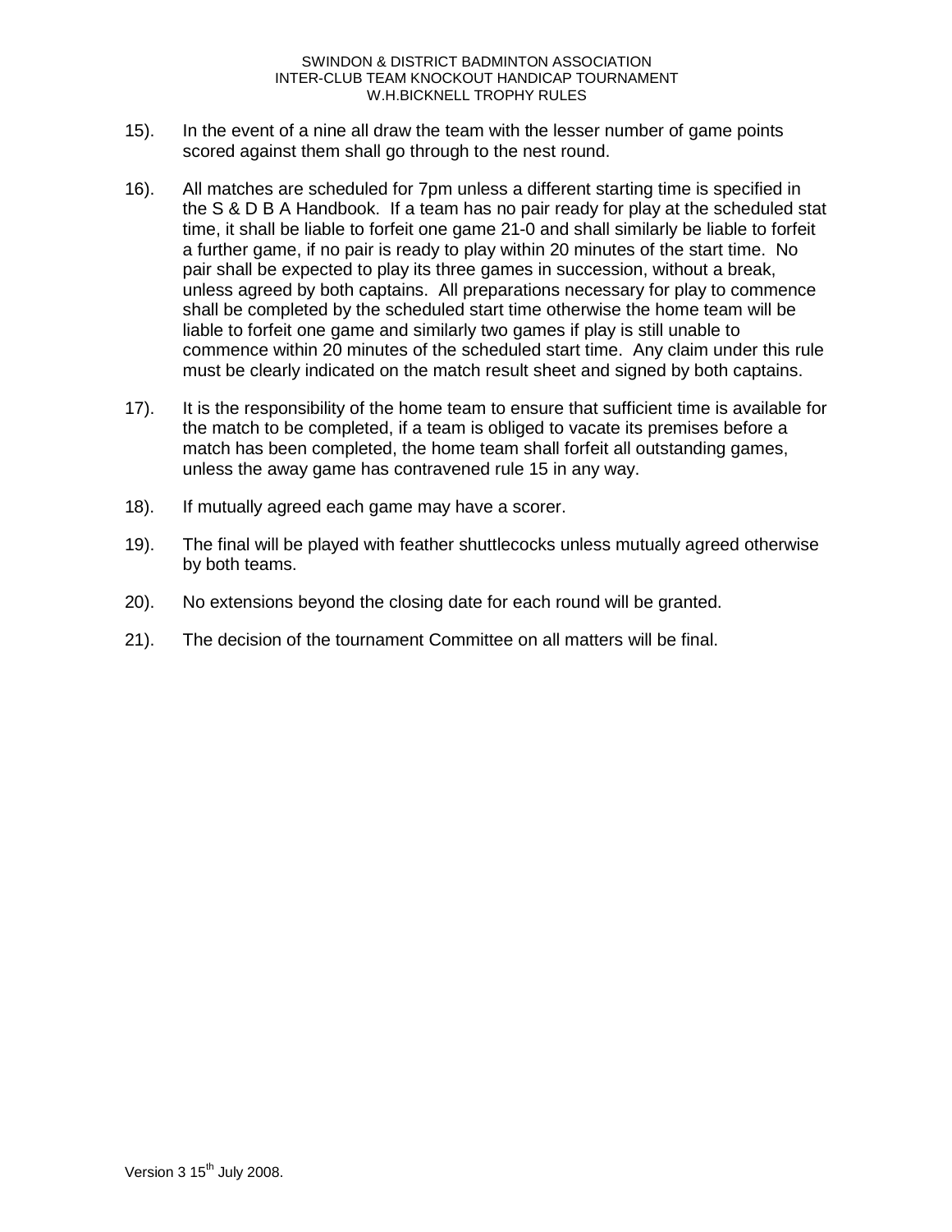15). In the event of a nine all draw the team with the lesser number of game points scored against them shall go through to the nest round.

16). All matches are scheduled for 7pm unless a different starting time is specified in the S & D B A Handbook. If a team has no pair ready for play at the scheduled stat time, it shall be liable to forfeit one game 21-0 and shall similarly be liable to forfeit a further game, if no pair is ready to play within 20 minutes of the start time. No pair shall be expected to play its three games in succession, without a break, unless agreed by both captains. All preparations necessary for play to commence shall be completed by the scheduled start time otherwise the home team will be liable to forfeit one game and similarly two games if play is still unable to commence within 20 minutes of the scheduled start time. Any claim under this rule must be clearly indicated on the match result sheet and signed by both captains.

17). It is the responsibility of the home team to ensure that sufficient time is available for the match to be completed, if a team is obliged to vacate its premises before a match has been completed, the home team shall forfeit all outstanding games, unless the away game has contravened rule 15 in any way.

18). If mutually agreed each game may have a scorer.

19). The final will be played with feather shuttlecocks unless mutually agreed otherwise by both teams.

20). No extensions beyond the closing date for each round will be granted.

21). The decision of the tournament Committee on all matters will be final.

Version 3 15th July 2008.